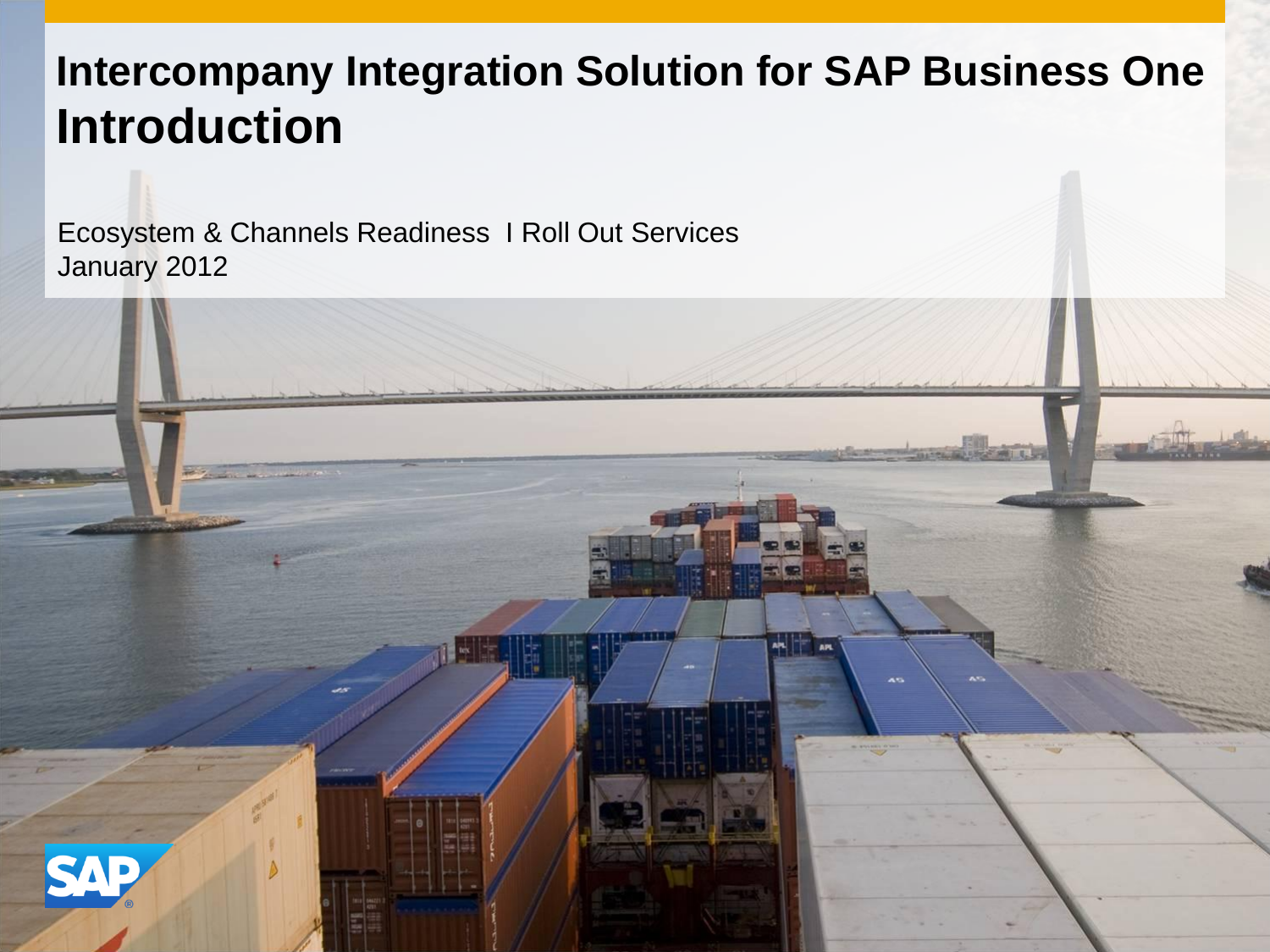# Intercompany Integration Solution for SAP Business One Introduction

Ecosystem & Channels Readiness I Roll Out Services
January 2012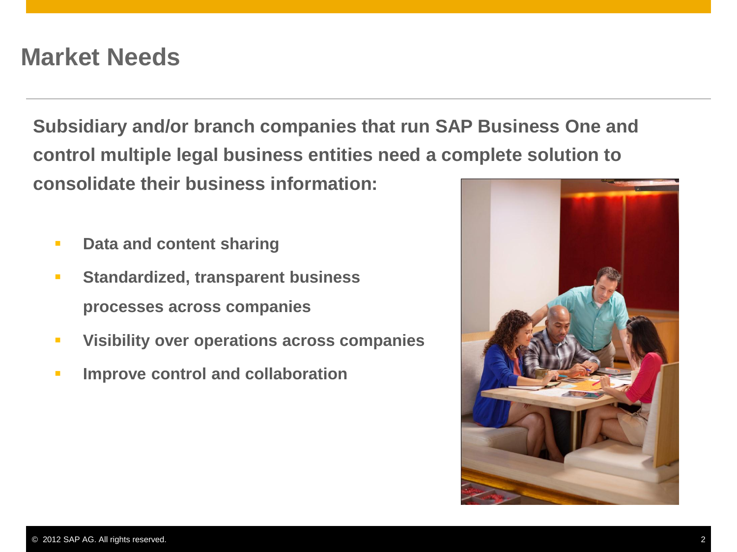# Market Needs

**Subsidiary and/or branch companies that run SAP Business One and control multiple legal business entities need a complete solution to consolidate their business information:**

- **Data and content sharing**
- **Standardized, transparent business processes across companies**
- **Visibility over operations across companies**
- **Improve control and collaboration**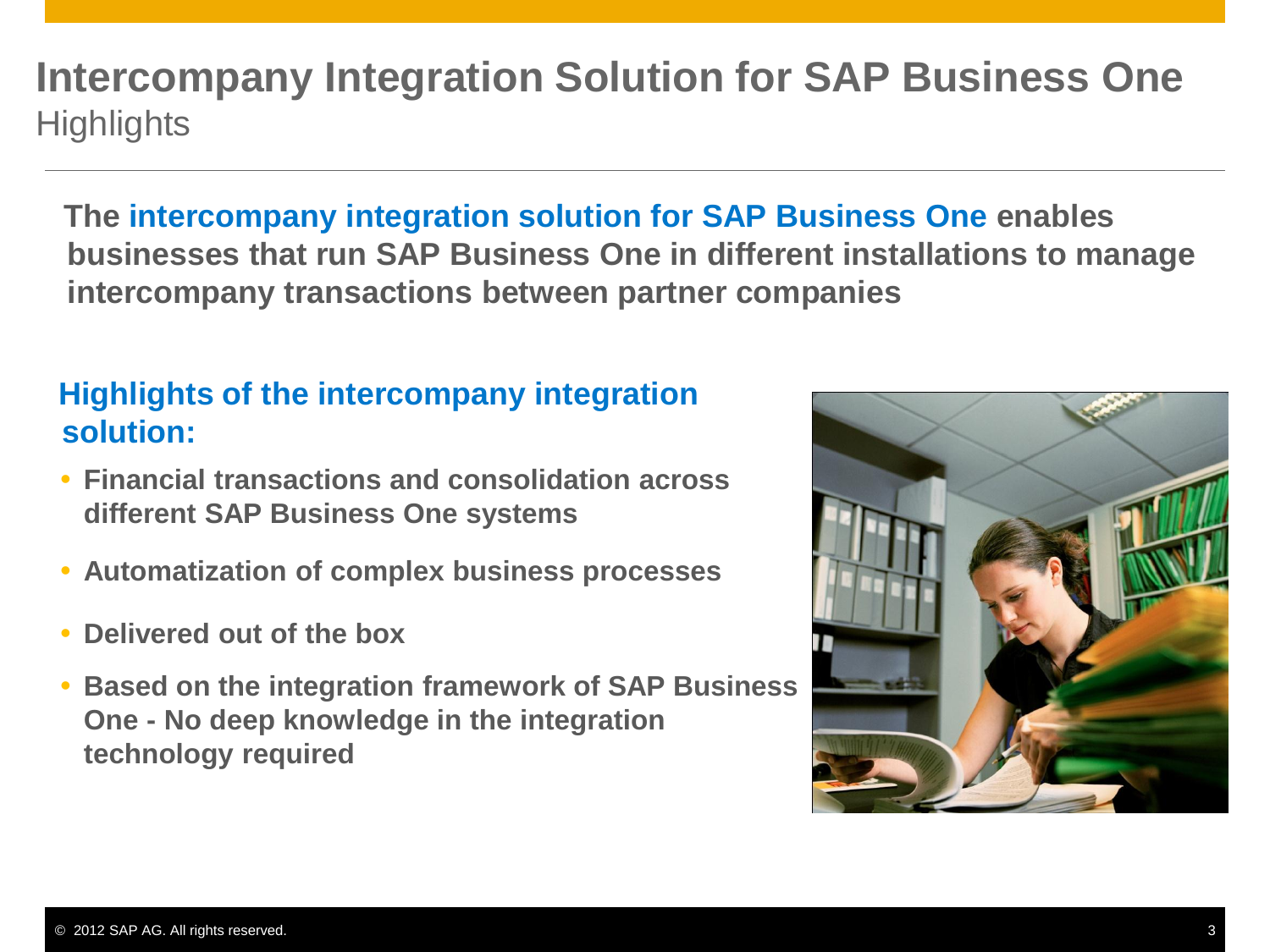# Intercompany Integration Solution for SAP Business One

## Highlights

**The intercompany integration solution for SAP Business One enables businesses that run SAP Business One in different installations to manage intercompany transactions between partner companies**

### Highlights of the intercompany integration solution:

- **Financial transactions and consolidation across different SAP Business One systems**
- **Automatization of complex business processes**
- **Delivered out of the box**
- **Based on the integration framework of SAP Business One - No deep knowledge in the integration technology required**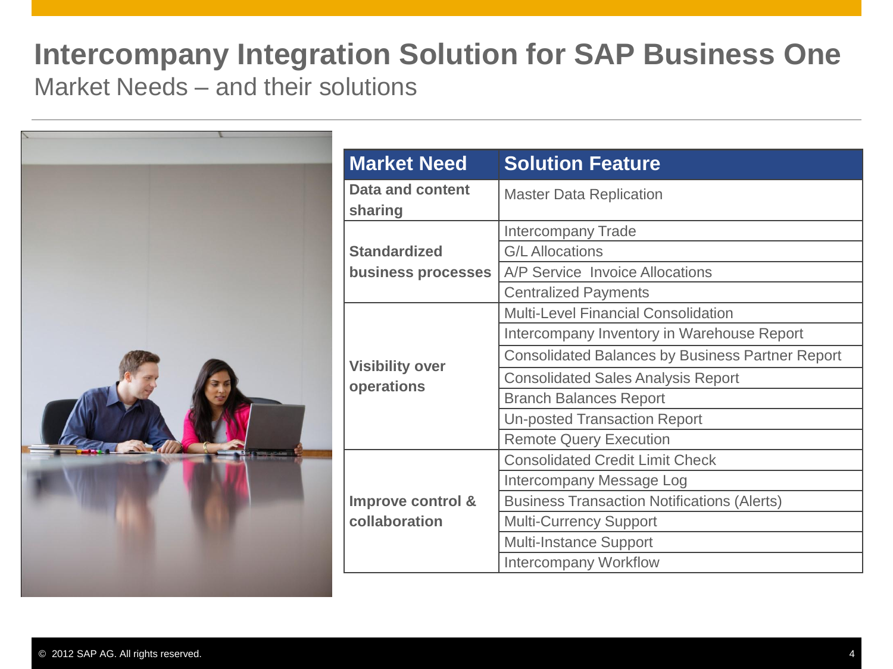# Intercompany Integration Solution for SAP Business One

## Market Needs – and their solutions

| Market Need | Solution Feature |
|---|---|
| **Data and content sharing** | Master Data Replication |
| **Standardized business processes** | Intercompany Trade |
| | G/L Allocations |
| | A/P Service Invoice Allocations |
| | Centralized Payments |
| **Visibility over operations** | Multi-Level Financial Consolidation |
| | Intercompany Inventory in Warehouse Report |
| | Consolidated Balances by Business Partner Report |
| | Consolidated Sales Analysis Report |
| | Branch Balances Report |
| | Un-posted Transaction Report |
| | Remote Query Execution |
| **Improve control & collaboration** | Consolidated Credit Limit Check |
| | Intercompany Message Log |
| | Business Transaction Notifications (Alerts) |
| | Multi-Currency Support |
| | Multi-Instance Support |
| | Intercompany Workflow |

© 2012 SAP AG. All rights reserved.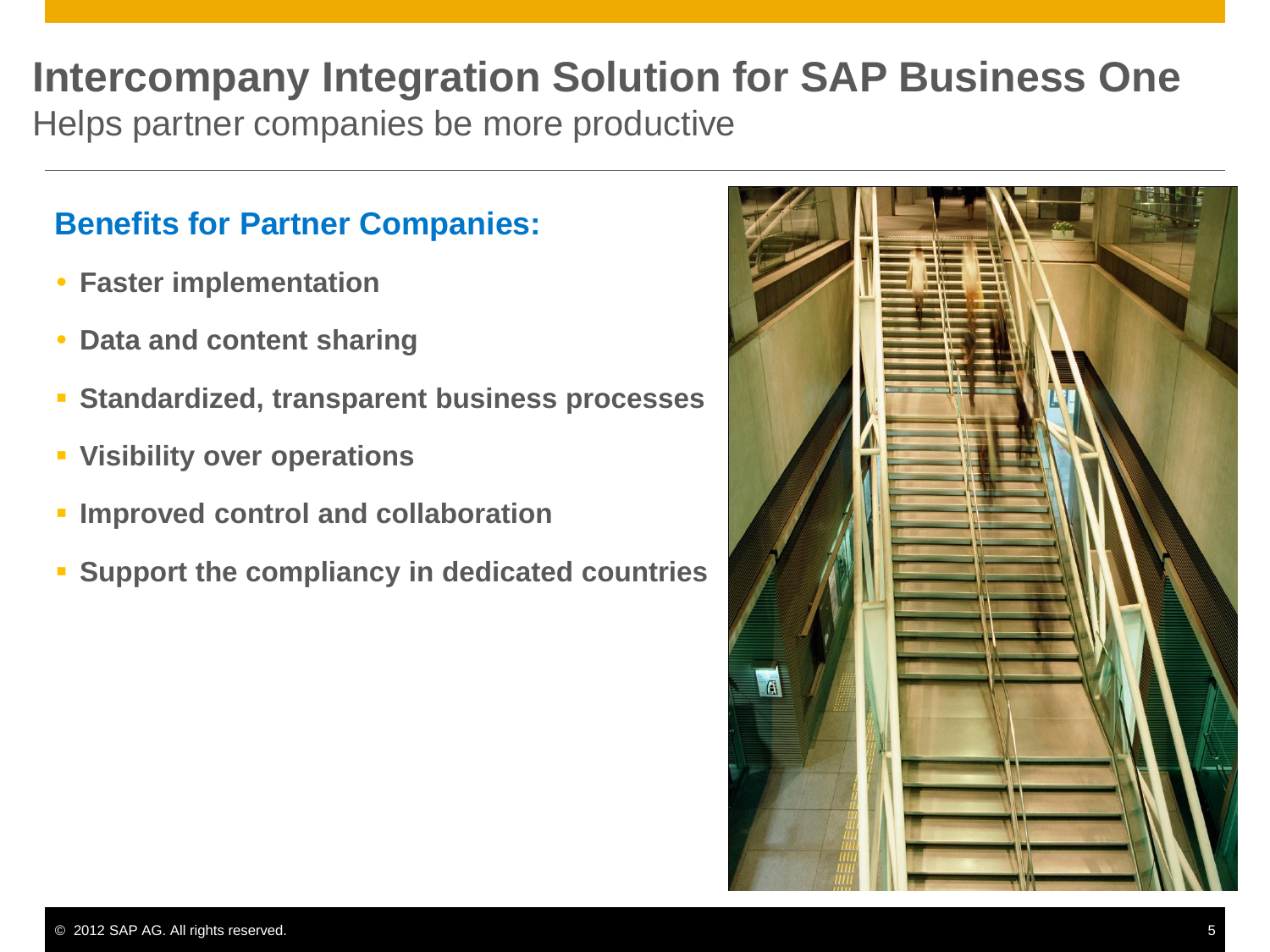# Intercompany Integration Solution for SAP Business One

Helps partner companies be more productive

## Benefits for Partner Companies:

- **Faster implementation**
- **Data and content sharing**
- **Standardized, transparent business processes**
- **Visibility over operations**
- **Improved control and collaboration**
- **Support the compliancy in dedicated countries**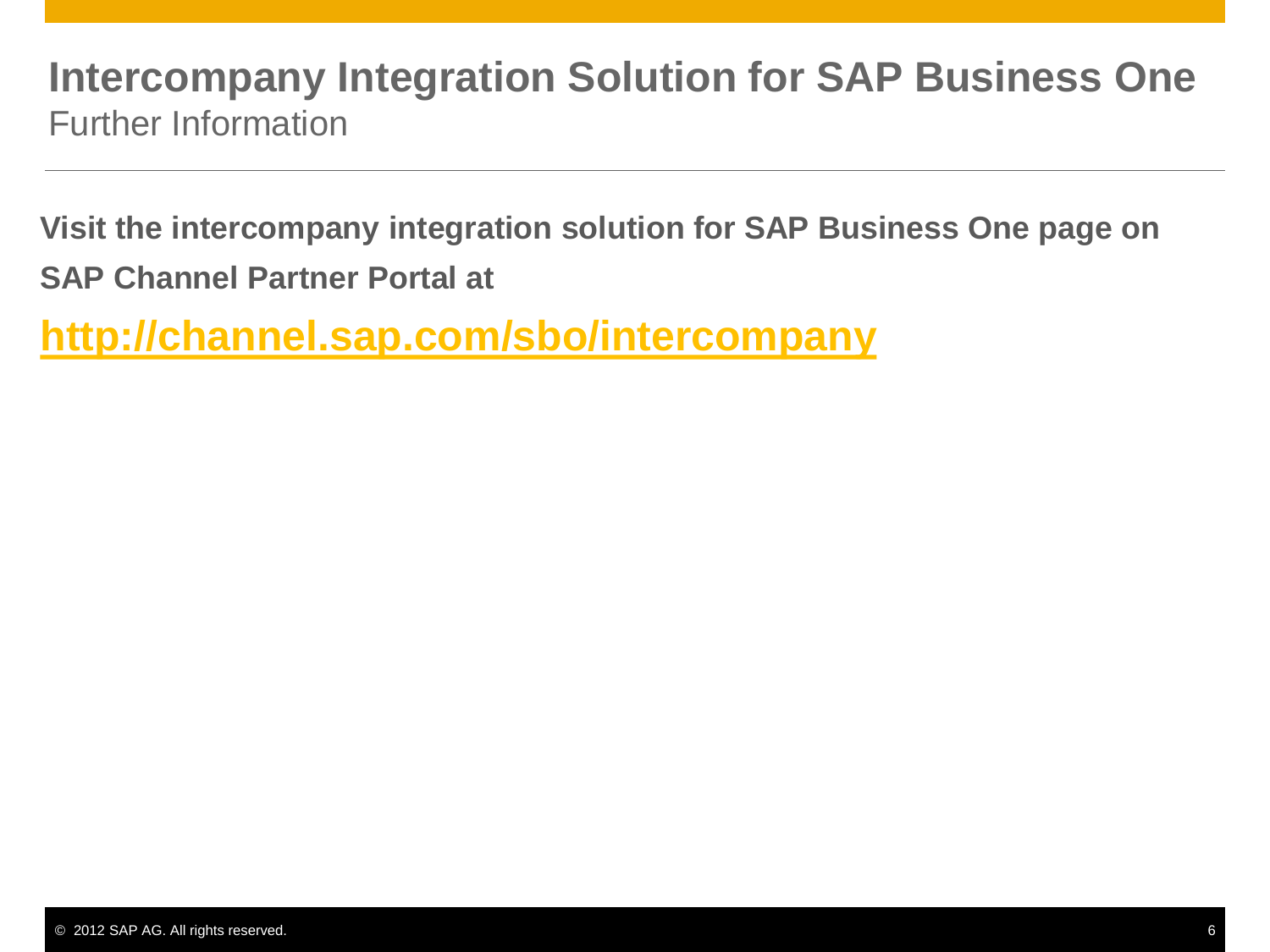# Intercompany Integration Solution for SAP Business One

## Further Information

**Visit the intercompany integration solution for SAP Business One page on SAP Channel Partner Portal at**

**http://channel.sap.com/sbo/intercompany**

© 2012 SAP AG. All rights reserved.